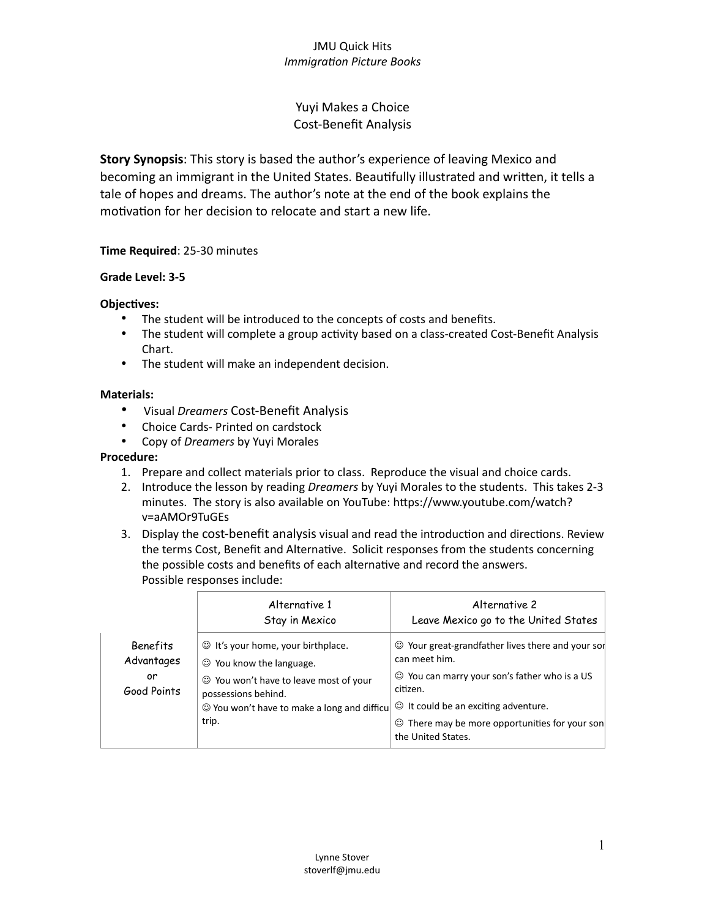# Yuyi Makes a Choice
## Cost-Benefit Analysis

**Story Synopsis**: This story is based the author's experience of leaving Mexico and becoming an immigrant in the United States. Beautifully illustrated and written, it tells a tale of hopes and dreams. The author's note at the end of the book explains the motivation for her decision to relocate and start a new life.

**Time Required**: 25-30 minutes

**Grade Level: 3-5**

**Objectives:**

- The student will be introduced to the concepts of costs and benefits.
- The student will complete a group activity based on a class-created Cost-Benefit Analysis Chart.
- The student will make an independent decision.

**Materials:**

- Visual *Dreamers* Cost-Benefit Analysis
- Choice Cards- Printed on cardstock
- Copy of *Dreamers* by Yuyi Morales

**Procedure:**

1. Prepare and collect materials prior to class. Reproduce the visual and choice cards.
2. Introduce the lesson by reading *Dreamers* by Yuyi Morales to the students. This takes 2-3 minutes. The story is also available on YouTube: https://www.youtube.com/watch?v=aAMOr9TuGEs
3. Display the cost-benefit analysis visual and read the introduction and directions. Review the terms Cost, Benefit and Alternative. Solicit responses from the students concerning the possible costs and benefits of each alternative and record the answers.
   Possible responses include:

| | Alternative 1<br>Stay in Mexico | Alternative 2<br>Leave Mexico go to the United States |
|---|---|---|
| Benefits<br>Advantages<br>or<br>Good Points | ☺ It's your home, your birthplace.<br>☺ You know the language.<br>☺ You won't have to leave most of your possessions behind.<br>☺ You won't have to make a long and difficu trip. | ☺ Your great-grandfather lives there and your sor can meet him.<br>☺ You can marry your son's father who is a US citizen.<br>☺ It could be an exciting adventure.<br>☺ There may be more opportunities for your son the United States. |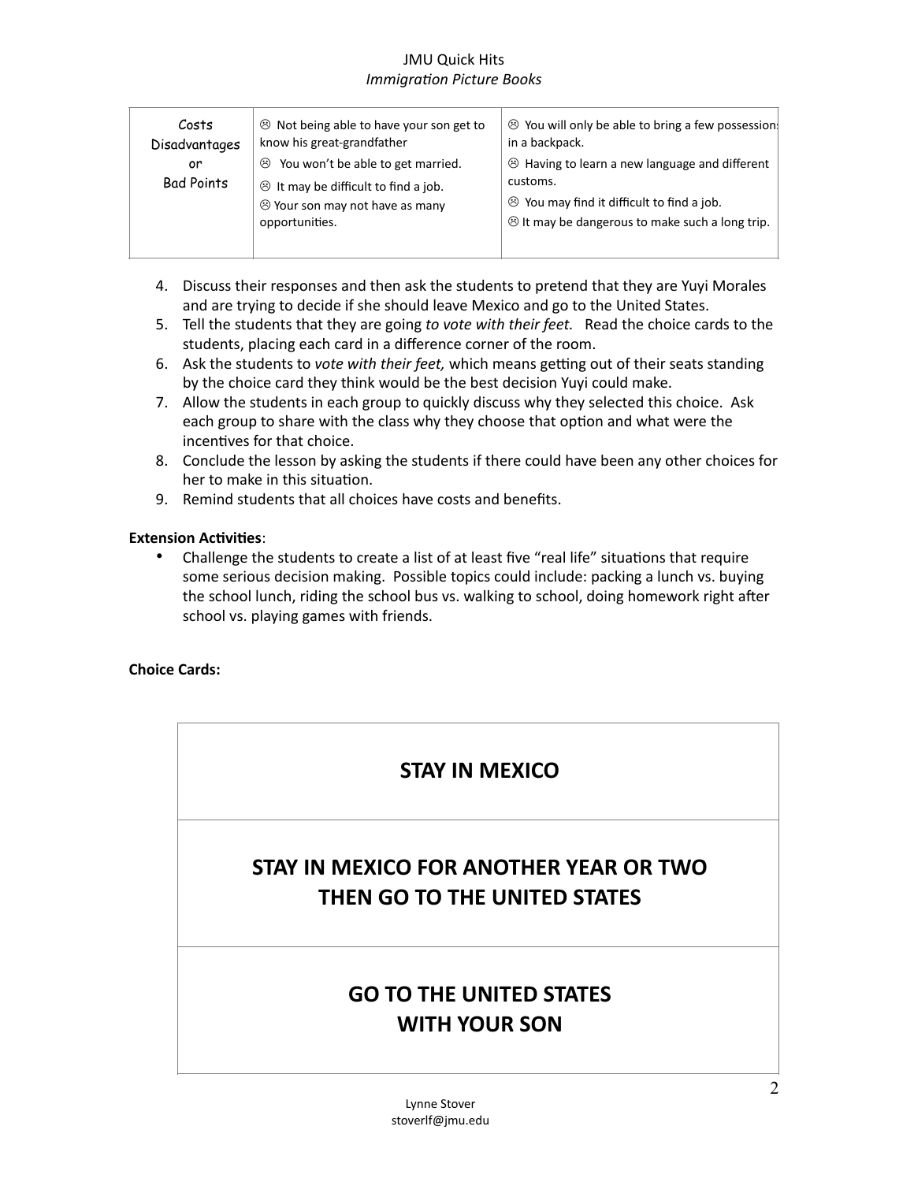| Costs Disadvantages or Bad Points | ☹ Not being able to have your son get to know his great-grandfather<br>☹ You won't be able to get married.<br>☹ It may be difficult to find a job.<br>☹ Your son may not have as many opportunities. | ☹ You will only be able to bring a few possessions in a backpack.<br>☹ Having to learn a new language and different customs.<br>☹ You may find it difficult to find a job.<br>☹ It may be dangerous to make such a long trip. |
|---|---|---|

4. Discuss their responses and then ask the students to pretend that they are Yuyi Morales and are trying to decide if she should leave Mexico and go to the United States.
5. Tell the students that they are going *to vote with their feet.* Read the choice cards to the students, placing each card in a difference corner of the room.
6. Ask the students to *vote with their feet,* which means getting out of their seats standing by the choice card they think would be the best decision Yuyi could make.
7. Allow the students in each group to quickly discuss why they selected this choice. Ask each group to share with the class why they choose that option and what were the incentives for that choice.
8. Conclude the lesson by asking the students if there could have been any other choices for her to make in this situation.
9. Remind students that all choices have costs and benefits.

**Extension Activities**:

- Challenge the students to create a list of at least five "real life" situations that require some serious decision making. Possible topics could include: packing a lunch vs. buying the school lunch, riding the school bus vs. walking to school, doing homework right after school vs. playing games with friends.

**Choice Cards:**

| **STAY IN MEXICO** |
|---|
| **STAY IN MEXICO FOR ANOTHER YEAR OR TWO THEN GO TO THE UNITED STATES** |
| **GO TO THE UNITED STATES WITH YOUR SON** |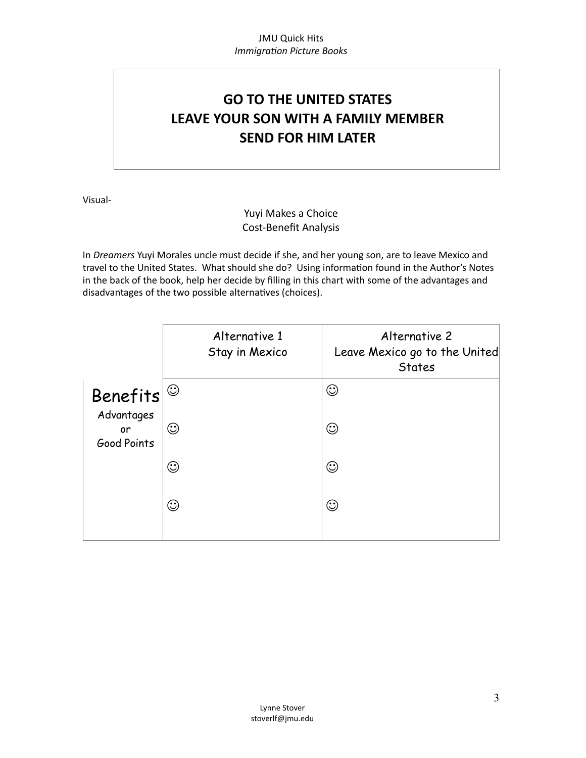**GO TO THE UNITED STATES**
**LEAVE YOUR SON WITH A FAMILY MEMBER**
**SEND FOR HIM LATER**

Visual-

Yuyi Makes a Choice
Cost-Benefit Analysis

In *Dreamers* Yuyi Morales uncle must decide if she, and her young son, are to leave Mexico and travel to the United States. What should she do? Using information found in the Author's Notes in the back of the book, help her decide by filling in this chart with some of the advantages and disadvantages of the two possible alternatives (choices).

| | Alternative 1<br>Stay in Mexico | Alternative 2<br>Leave Mexico go to the United States |
|---|---|---|
| **Benefits**<br>Advantages<br>or<br>Good Points | ☺<br><br>☺<br><br>☺<br><br>☺ | ☺<br><br>☺<br><br>☺<br><br>☺ |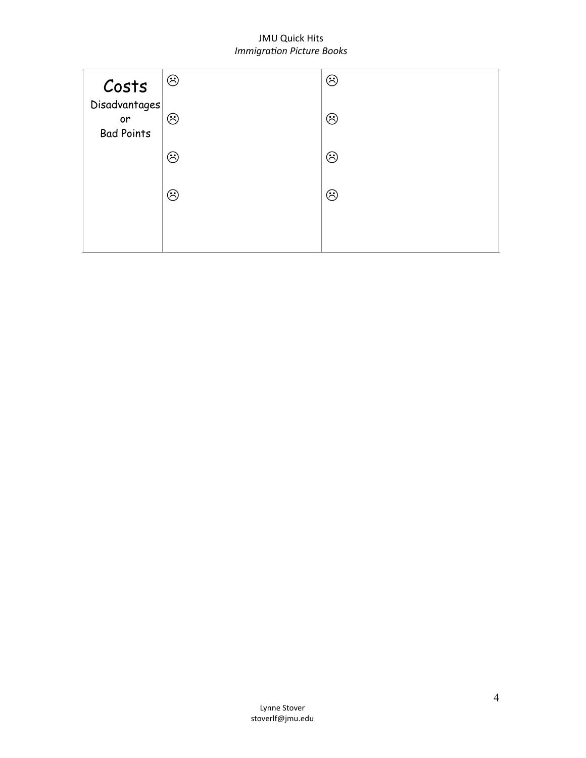| | | |
|---|---|---|
| **Costs**<br>Disadvantages<br>or<br>Bad Points | ☹<br><br>☹<br><br>☹<br><br>☹ | ☹<br><br>☹<br><br>☹<br><br>☹ |